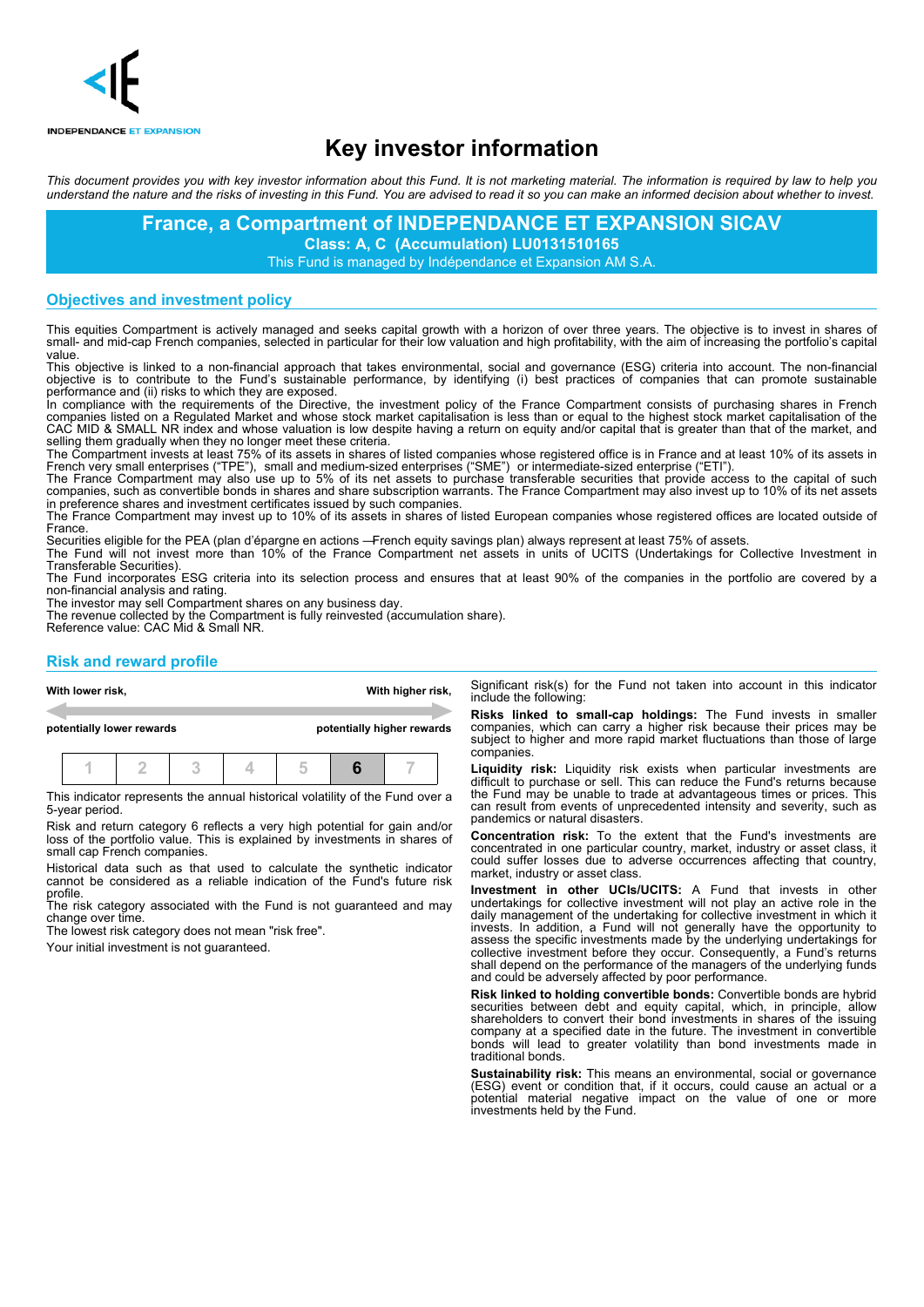INDEPENDANCE ET EXPANSION

# Key investor information

*This document provides you with key investor information about this Fund. It is not marketing material. The information is required by law to help you understand the nature and the risks of investing in this Fund. You are advised to read it so you can make an informed decision about whether to invest.*

## France, a Compartment of INDEPENDANCE ET EXPANSION SICAV

**Class: A, C (Accumulation) LU0131510165**

This Fund is managed by Indépendance et Expansion AM S.A.

## Objectives and investment policy

This equities Compartment is actively managed and seeks capital growth with a horizon of over three years. The objective is to invest in shares of small- and mid-cap French companies, selected in particular for their low valuation and high profitability, with the aim of increasing the portfolio's capital value.

This objective is linked to a non-financial approach that takes environmental, social and governance (ESG) criteria into account. The non-financial objective is to contribute to the Fund's sustainable performance, by identifying (i) best practices of companies that can promote sustainable performance and (ii) risks to which they are exposed.

In compliance with the requirements of the Directive, the investment policy of the France Compartment consists of purchasing shares in French companies listed on a Regulated Market and whose stock market capitalisation is less than or equal to the highest stock market capitalisation of the CAC MID & SMALL NR index and whose valuation is low despite having a return on equity and/or capital that is greater than that of the market, and selling them gradually when they no longer meet these criteria.

The Compartment invests at least 75% of its assets in shares of listed companies whose registered office is in France and at least 10% of its assets in French very small enterprises ("TPE"), small and medium-sized enterprises ("SME") or intermediate-sized enterprise ("ETI").

The France Compartment may also use up to 5% of its net assets to purchase transferable securities that provide access to the capital of such companies, such as convertible bonds in shares and share subscription warrants. The France Compartment may also invest up to 10% of its net assets in preference shares and investment certificates issued by such companies.

The France Compartment may invest up to 10% of its assets in shares of listed European companies whose registered offices are located outside of France.

Securities eligible for the PEA (plan d'épargne en actions —French equity savings plan) always represent at least 75% of assets.

The Fund will not invest more than 10% of the France Compartment net assets in units of UCITS (Undertakings for Collective Investment in Transferable Securities).

The Fund incorporates ESG criteria into its selection process and ensures that at least 90% of the companies in the portfolio are covered by a non-financial analysis and rating.

The investor may sell Compartment shares on any business day.

The revenue collected by the Compartment is fully reinvested (accumulation share).

Reference value: CAC Mid & Small NR.

## Risk and reward profile

| **With lower risk,** | | | | | | **With higher risk,** |
|---|---|---|---|---|---|---|
| **potentially lower rewards** | | | | | | **potentially higher rewards** |
| 1 | 2 | 3 | 4 | 5 | **6** | 7 |

This indicator represents the annual historical volatility of the Fund over a 5-year period.

Risk and return category 6 reflects a very high potential for gain and/or loss of the portfolio value. This is explained by investments in shares of small cap French companies.

Historical data such as that used to calculate the synthetic indicator cannot be considered as a reliable indication of the Fund's future risk profile.

The risk category associated with the Fund is not guaranteed and may change over time.

The lowest risk category does not mean "risk free".

Your initial investment is not guaranteed.

Significant risk(s) for the Fund not taken into account in this indicator include the following:

**Risks linked to small-cap holdings:** The Fund invests in smaller companies, which can carry a higher risk because their prices may be subject to higher and more rapid market fluctuations than those of large companies.

**Liquidity risk:** Liquidity risk exists when particular investments are difficult to purchase or sell. This can reduce the Fund's returns because the Fund may be unable to trade at advantageous times or prices. This can result from events of unprecedented intensity and severity, such as pandemics or natural disasters.

**Concentration risk:** To the extent that the Fund's investments are concentrated in one particular country, market, industry or asset class, it could suffer losses due to adverse occurrences affecting that country, market, industry or asset class.

**Investment in other UCIs/UCITS:** A Fund that invests in other undertakings for collective investment will not play an active role in the daily management of the undertaking for collective investment in which it invests. In addition, a Fund will not generally have the opportunity to assess the specific investments made by the underlying undertakings for collective investment before they occur. Consequently, a Fund's returns shall depend on the performance of the managers of the underlying funds and could be adversely affected by poor performance.

**Risk linked to holding convertible bonds:** Convertible bonds are hybrid securities between debt and equity capital, which, in principle, allow shareholders to convert their bond investments in shares of the issuing company at a specified date in the future. The investment in convertible bonds will lead to greater volatility than bond investments made in traditional bonds.

**Sustainability risk:** This means an environmental, social or governance (ESG) event or condition that, if it occurs, could cause an actual or a potential material negative impact on the value of one or more investments held by the Fund.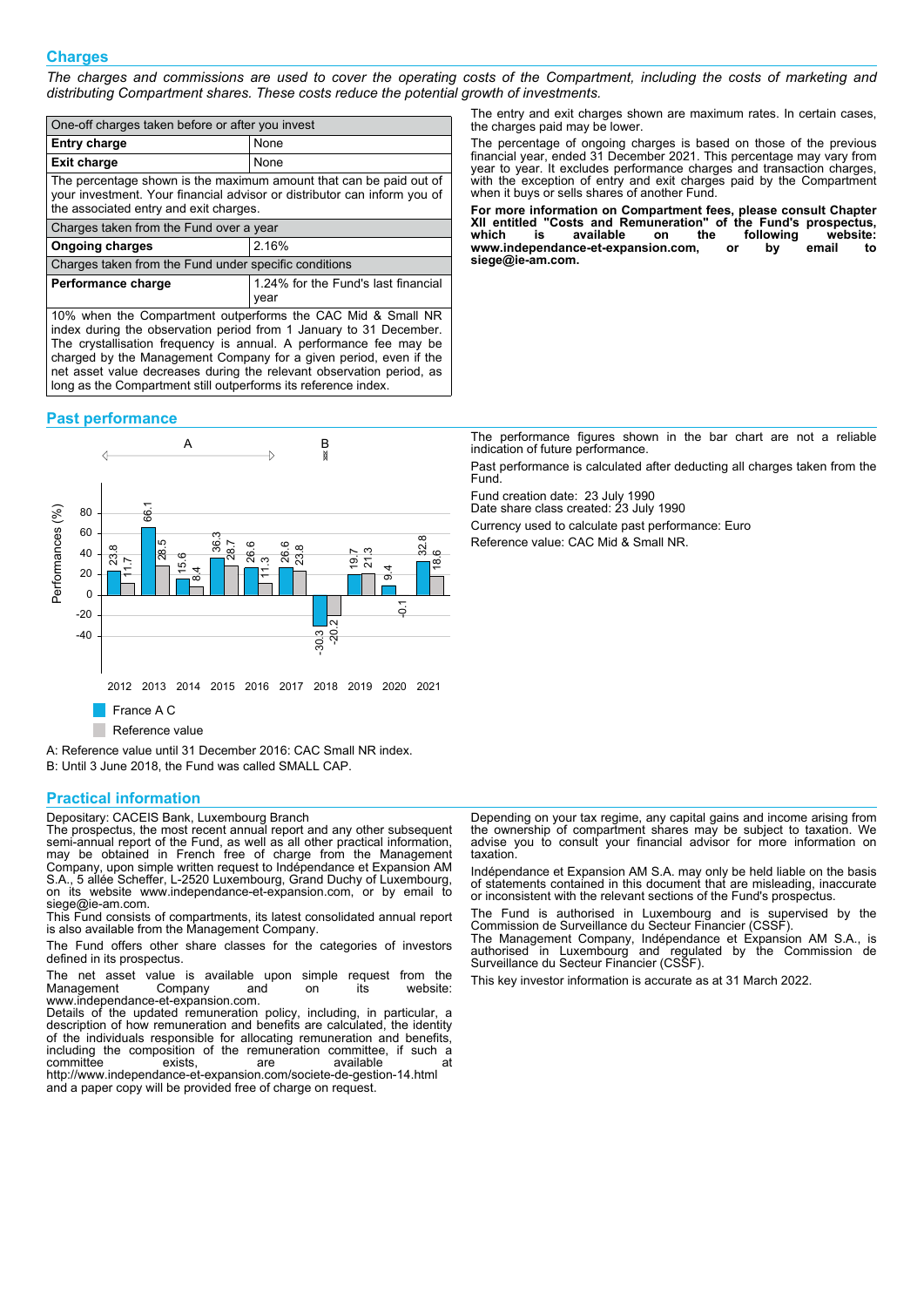## Charges

*The charges and commissions are used to cover the operating costs of the Compartment, including the costs of marketing and distributing Compartment shares. These costs reduce the potential growth of investments.*

| One-off charges taken before or after you invest | |
|---|---|
| **Entry charge** | None |
| **Exit charge** | None |
| The percentage shown is the maximum amount that can be paid out of your investment. Your financial advisor or distributor can inform you of the associated entry and exit charges. | |
| Charges taken from the Fund over a year | |
| **Ongoing charges** | 2.16% |
| Charges taken from the Fund under specific conditions | |
| **Performance charge** | 1.24% for the Fund's last financial year |
| 10% when the Compartment outperforms the CAC Mid & Small NR index during the observation period from 1 January to 31 December. The crystallisation frequency is annual. A performance fee may be charged by the Management Company for a given period, even if the net asset value decreases during the relevant observation period, as long as the Compartment still outperforms its reference index. | |

The entry and exit charges shown are maximum rates. In certain cases, the charges paid may be lower.

The percentage of ongoing charges is based on those of the previous financial year, ended 31 December 2021. This percentage may vary from year to year. It excludes performance charges and transaction charges, with the exception of entry and exit charges paid by the Compartment when it buys or sells shares of another Fund.

**For more information on Compartment fees, please consult Chapter XII entitled "Costs and Remuneration" of the Fund's prospectus, which is available on the following website: www.independance-et-expansion.com, or by email to siege@ie-am.com.**

## Past performance

A
B

Performances (%)

80
60
40
20
0
-20
-40

23.8
11.7
66.1
28.5
15.6
8.4
36.3
28.7
26.6
11.3
26.6
23.8
-30.3
-20.2
19.7
21.3
9.4
-0.1
32.8
18.6

2012 2013 2014 2015 2016 2017 2018 2019 2020 2021

France A C

Reference value

A: Reference value until 31 December 2016: CAC Small NR index.
B: Until 3 June 2018, the Fund was called SMALL CAP.

The performance figures shown in the bar chart are not a reliable indication of future performance.

Past performance is calculated after deducting all charges taken from the Fund.

Fund creation date: 23 July 1990
Date share class created: 23 July 1990

Currency used to calculate past performance: Euro

Reference value: CAC Mid & Small NR.

## Practical information

Depositary: CACEIS Bank, Luxembourg Branch
The prospectus, the most recent annual report and any other subsequent semi-annual report of the Fund, as well as all other practical information, may be obtained in French free of charge from the Management Company, upon simple written request to Indépendance et Expansion AM S.A., 5 allée Scheffer, L-2520 Luxembourg, Grand Duchy of Luxembourg, on its website www.independance-et-expansion.com, or by email to siege@ie-am.com.
This Fund consists of compartments, its latest consolidated annual report is also available from the Management Company.

The Fund offers other share classes for the categories of investors defined in its prospectus.

The net asset value is available upon simple request from the Management Company and on its website: www.independance-et-expansion.com.
Details of the updated remuneration policy, including, in particular, a description of how remuneration and benefits are calculated, the identity of the individuals responsible for allocating remuneration and benefits, including the composition of the remuneration committee, if such a committee exists, are available at http://www.independance-et-expansion.com/societe-de-gestion-14.html and a paper copy will be provided free of charge on request.

Depending on your tax regime, any capital gains and income arising from the ownership of compartment shares may be subject to taxation. We advise you to consult your financial advisor for more information on taxation.

Indépendance et Expansion AM S.A. may only be held liable on the basis of statements contained in this document that are misleading, inaccurate or inconsistent with the relevant sections of the Fund's prospectus.

The Fund is authorised in Luxembourg and is supervised by the Commission de Surveillance du Secteur Financier (CSSF).
The Management Company, Indépendance et Expansion AM S.A., is authorised in Luxembourg and regulated by the Commission de Surveillance du Secteur Financier (CSSF).

This key investor information is accurate as at 31 March 2022.